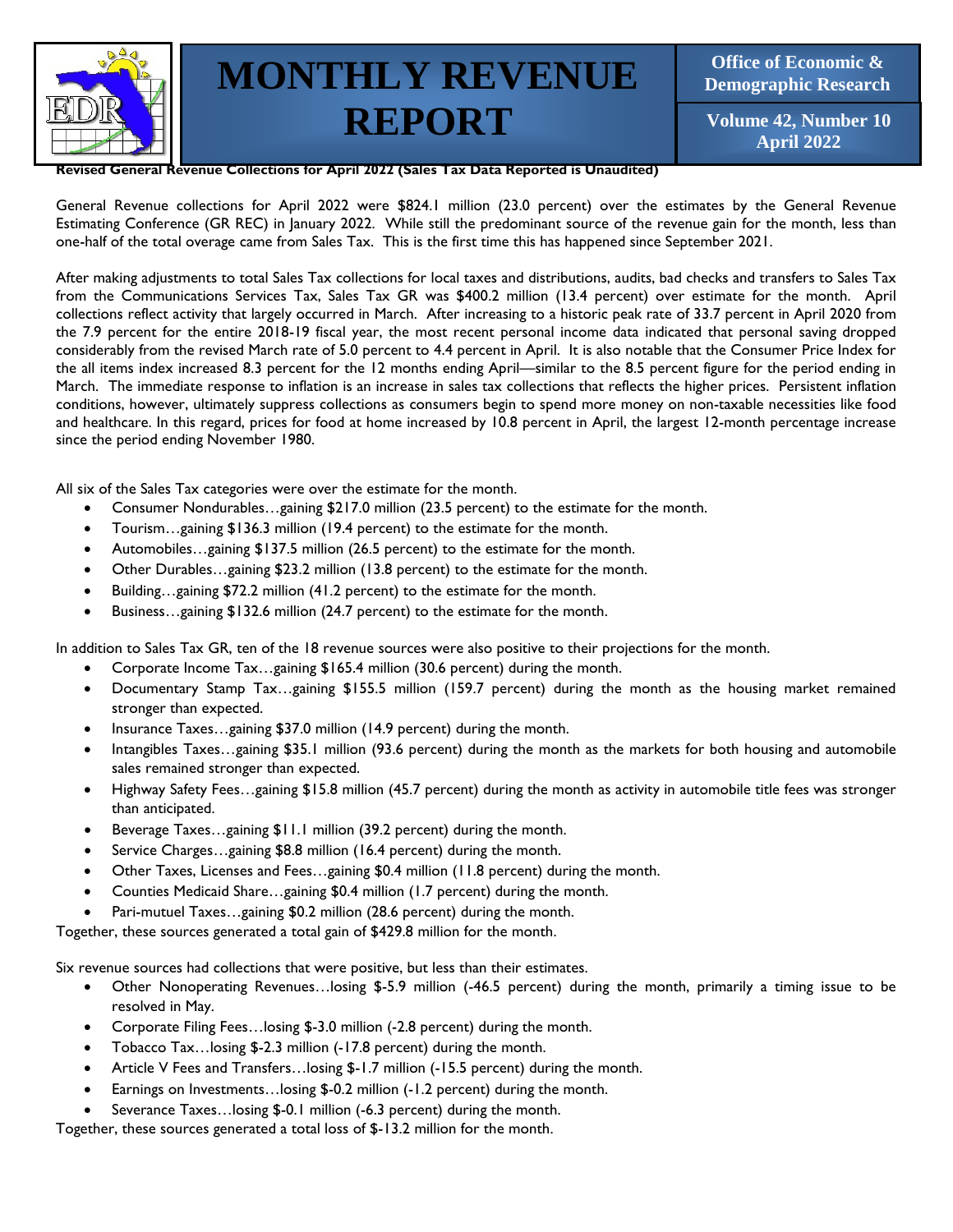# MONTHLY REVENUE REPORT

**Office of Economic & Demographic Research**

**Volume 42, Number 10**
**April 2022**

**Revised General Revenue Collections for April 2022 (Sales Tax Data Reported is Unaudited)**

General Revenue collections for April 2022 were $824.1 million (23.0 percent) over the estimates by the General Revenue Estimating Conference (GR REC) in January 2022. While still the predominant source of the revenue gain for the month, less than one-half of the total overage came from Sales Tax. This is the first time this has happened since September 2021.

After making adjustments to total Sales Tax collections for local taxes and distributions, audits, bad checks and transfers to Sales Tax from the Communications Services Tax, Sales Tax GR was $400.2 million (13.4 percent) over estimate for the month. April collections reflect activity that largely occurred in March. After increasing to a historic peak rate of 33.7 percent in April 2020 from the 7.9 percent for the entire 2018-19 fiscal year, the most recent personal income data indicated that personal saving dropped considerably from the revised March rate of 5.0 percent to 4.4 percent in April. It is also notable that the Consumer Price Index for the all items index increased 8.3 percent for the 12 months ending April—similar to the 8.5 percent figure for the period ending in March. The immediate response to inflation is an increase in sales tax collections that reflects the higher prices. Persistent inflation conditions, however, ultimately suppress collections as consumers begin to spend more money on non-taxable necessities like food and healthcare. In this regard, prices for food at home increased by 10.8 percent in April, the largest 12-month percentage increase since the period ending November 1980.

All six of the Sales Tax categories were over the estimate for the month.

- Consumer Nondurables…gaining $217.0 million (23.5 percent) to the estimate for the month.
- Tourism…gaining $136.3 million (19.4 percent) to the estimate for the month.
- Automobiles…gaining $137.5 million (26.5 percent) to the estimate for the month.
- Other Durables…gaining $23.2 million (13.8 percent) to the estimate for the month.
- Building…gaining $72.2 million (41.2 percent) to the estimate for the month.
- Business…gaining $132.6 million (24.7 percent) to the estimate for the month.

In addition to Sales Tax GR, ten of the 18 revenue sources were also positive to their projections for the month.

- Corporate Income Tax…gaining $165.4 million (30.6 percent) during the month.
- Documentary Stamp Tax…gaining $155.5 million (159.7 percent) during the month as the housing market remained stronger than expected.
- Insurance Taxes…gaining $37.0 million (14.9 percent) during the month.
- Intangibles Taxes…gaining $35.1 million (93.6 percent) during the month as the markets for both housing and automobile sales remained stronger than expected.
- Highway Safety Fees…gaining $15.8 million (45.7 percent) during the month as activity in automobile title fees was stronger than anticipated.
- Beverage Taxes…gaining $11.1 million (39.2 percent) during the month.
- Service Charges…gaining $8.8 million (16.4 percent) during the month.
- Other Taxes, Licenses and Fees…gaining $0.4 million (11.8 percent) during the month.
- Counties Medicaid Share…gaining $0.4 million (1.7 percent) during the month.
- Pari-mutuel Taxes…gaining $0.2 million (28.6 percent) during the month.

Together, these sources generated a total gain of $429.8 million for the month.

Six revenue sources had collections that were positive, but less than their estimates.

- Other Nonoperating Revenues…losing $-5.9 million (-46.5 percent) during the month, primarily a timing issue to be resolved in May.
- Corporate Filing Fees…losing $-3.0 million (-2.8 percent) during the month.
- Tobacco Tax…losing $-2.3 million (-17.8 percent) during the month.
- Article V Fees and Transfers…losing $-1.7 million (-15.5 percent) during the month.
- Earnings on Investments…losing $-0.2 million (-1.2 percent) during the month.
- Severance Taxes…losing $-0.1 million (-6.3 percent) during the month.

Together, these sources generated a total loss of $-13.2 million for the month.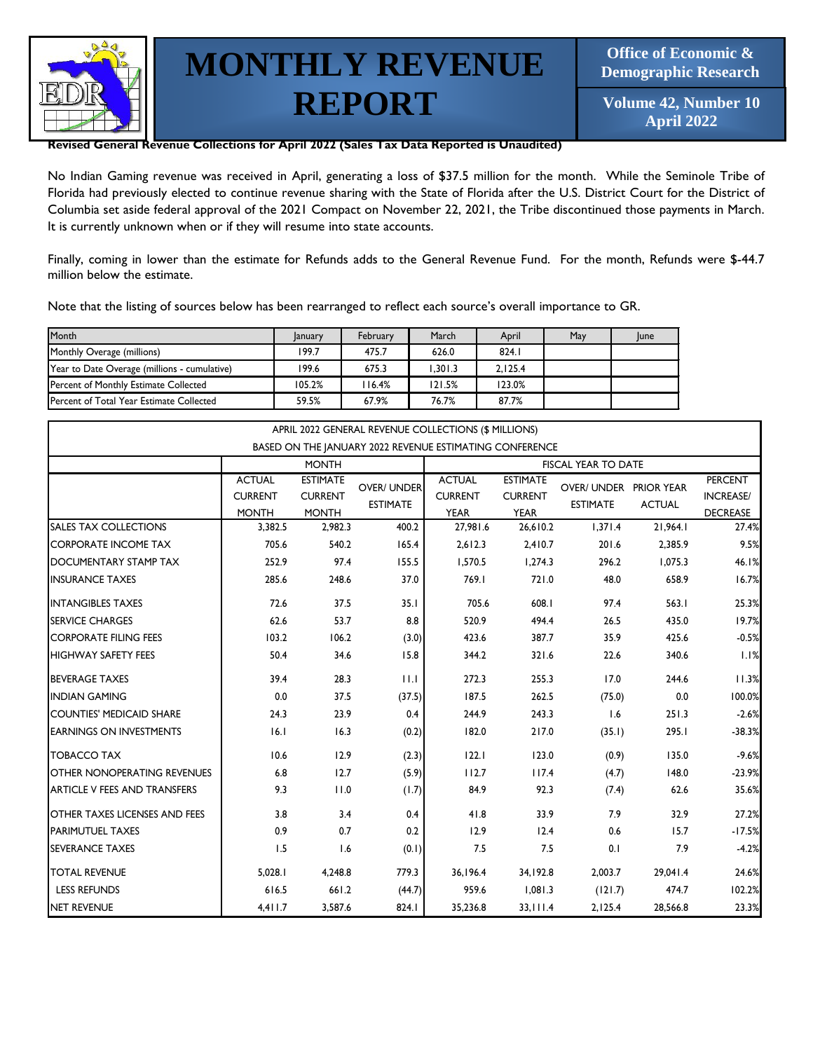# MONTHLY REVENUE REPORT

**Office of Economic & Demographic Research**

**Volume 42, Number 10**
**April 2022**

**Revised General Revenue Collections for April 2022 (Sales Tax Data Reported is Unaudited)**

No Indian Gaming revenue was received in April, generating a loss of $37.5 million for the month. While the Seminole Tribe of Florida had previously elected to continue revenue sharing with the State of Florida after the U.S. District Court for the District of Columbia set aside federal approval of the 2021 Compact on November 22, 2021, the Tribe discontinued those payments in March. It is currently unknown when or if they will resume into state accounts.

Finally, coming in lower than the estimate for Refunds adds to the General Revenue Fund. For the month, Refunds were $-44.7 million below the estimate.

Note that the listing of sources below has been rearranged to reflect each source's overall importance to GR.

| Month | January | February | March | April | May | June |
|---|---|---|---|---|---|---|
| Monthly Overage (millions) | 199.7 | 475.7 | 626.0 | 824.1 | | |
| Year to Date Overage (millions - cumulative) | 199.6 | 675.3 | 1,301.3 | 2,125.4 | | |
| Percent of Monthly Estimate Collected | 105.2% | 116.4% | 121.5% | 123.0% | | |
| Percent of Total Year Estimate Collected | 59.5% | 67.9% | 76.7% | 87.7% | | |

APRIL 2022 GENERAL REVENUE COLLECTIONS ($ MILLIONS)
BASED ON THE JANUARY 2022 REVENUE ESTIMATING CONFERENCE

| | MONTH | | | FISCAL YEAR TO DATE | | | | |
|---|---|---|---|---|---|---|---|---|
| | ACTUAL CURRENT MONTH | ESTIMATE CURRENT MONTH | OVER/ UNDER ESTIMATE | ACTUAL CURRENT YEAR | ESTIMATE CURRENT YEAR | OVER/ UNDER ESTIMATE | PRIOR YEAR ACTUAL | PERCENT INCREASE/ DECREASE |
| SALES TAX COLLECTIONS | 3,382.5 | 2,982.3 | 400.2 | 27,981.6 | 26,610.2 | 1,371.4 | 21,964.1 | 27.4% |
| CORPORATE INCOME TAX | 705.6 | 540.2 | 165.4 | 2,612.3 | 2,410.7 | 201.6 | 2,385.9 | 9.5% |
| DOCUMENTARY STAMP TAX | 252.9 | 97.4 | 155.5 | 1,570.5 | 1,274.3 | 296.2 | 1,075.3 | 46.1% |
| INSURANCE TAXES | 285.6 | 248.6 | 37.0 | 769.1 | 721.0 | 48.0 | 658.9 | 16.7% |
| INTANGIBLES TAXES | 72.6 | 37.5 | 35.1 | 705.6 | 608.1 | 97.4 | 563.1 | 25.3% |
| SERVICE CHARGES | 62.6 | 53.7 | 8.8 | 520.9 | 494.4 | 26.5 | 435.0 | 19.7% |
| CORPORATE FILING FEES | 103.2 | 106.2 | (3.0) | 423.6 | 387.7 | 35.9 | 425.6 | -0.5% |
| HIGHWAY SAFETY FEES | 50.4 | 34.6 | 15.8 | 344.2 | 321.6 | 22.6 | 340.6 | 1.1% |
| BEVERAGE TAXES | 39.4 | 28.3 | 11.1 | 272.3 | 255.3 | 17.0 | 244.6 | 11.3% |
| INDIAN GAMING | 0.0 | 37.5 | (37.5) | 187.5 | 262.5 | (75.0) | 0.0 | 100.0% |
| COUNTIES' MEDICAID SHARE | 24.3 | 23.9 | 0.4 | 244.9 | 243.3 | 1.6 | 251.3 | -2.6% |
| EARNINGS ON INVESTMENTS | 16.1 | 16.3 | (0.2) | 182.0 | 217.0 | (35.1) | 295.1 | -38.3% |
| TOBACCO TAX | 10.6 | 12.9 | (2.3) | 122.1 | 123.0 | (0.9) | 135.0 | -9.6% |
| OTHER NONOPERATING REVENUES | 6.8 | 12.7 | (5.9) | 112.7 | 117.4 | (4.7) | 148.0 | -23.9% |
| ARTICLE V FEES AND TRANSFERS | 9.3 | 11.0 | (1.7) | 84.9 | 92.3 | (7.4) | 62.6 | 35.6% |
| OTHER TAXES LICENSES AND FEES | 3.8 | 3.4 | 0.4 | 41.8 | 33.9 | 7.9 | 32.9 | 27.2% |
| PARIMUTUEL TAXES | 0.9 | 0.7 | 0.2 | 12.9 | 12.4 | 0.6 | 15.7 | -17.5% |
| SEVERANCE TAXES | 1.5 | 1.6 | (0.1) | 7.5 | 7.5 | 0.1 | 7.9 | -4.2% |
| TOTAL REVENUE | 5,028.1 | 4,248.8 | 779.3 | 36,196.4 | 34,192.8 | 2,003.7 | 29,041.4 | 24.6% |
| LESS REFUNDS | 616.5 | 661.2 | (44.7) | 959.6 | 1,081.3 | (121.7) | 474.7 | 102.2% |
| NET REVENUE | 4,411.7 | 3,587.6 | 824.1 | 35,236.8 | 33,111.4 | 2,125.4 | 28,566.8 | 23.3% |